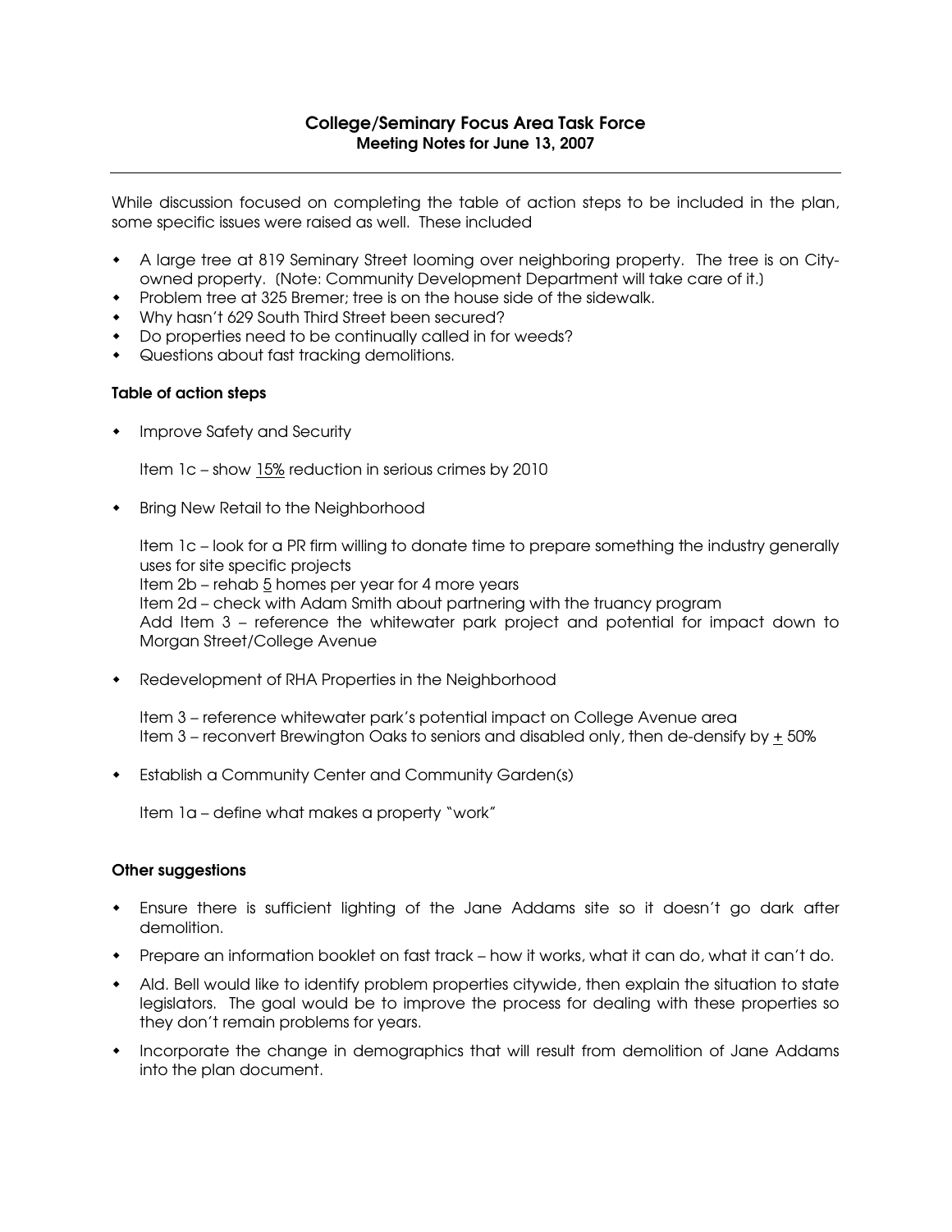# College/Seminary Focus Area Task Force
## Meeting Notes for June 13, 2007

---

While discussion focused on completing the table of action steps to be included in the plan, some specific issues were raised as well. These included

- A large tree at 819 Seminary Street looming over neighboring property. The tree is on City-owned property. (Note: Community Development Department will take care of it.)
- Problem tree at 325 Bremer; tree is on the house side of the sidewalk.
- Why hasn't 629 South Third Street been secured?
- Do properties need to be continually called in for weeds?
- Questions about fast tracking demolitions.

**Table of action steps**

- Improve Safety and Security

  Item 1c – show <u>15%</u> reduction in serious crimes by 2010

- Bring New Retail to the Neighborhood

  Item 1c – look for a PR firm willing to donate time to prepare something the industry generally uses for site specific projects
  Item 2b – rehab <u>5</u> homes per year for 4 more years
  Item 2d – check with Adam Smith about partnering with the truancy program
  Add Item 3 – reference the whitewater park project and potential for impact down to Morgan Street/College Avenue

- Redevelopment of RHA Properties in the Neighborhood

  Item 3 – reference whitewater park's potential impact on College Avenue area
  Item 3 – reconvert Brewington Oaks to seniors and disabled only, then de-densify by ± 50%

- Establish a Community Center and Community Garden(s)

  Item 1a – define what makes a property "work"

**Other suggestions**

- Ensure there is sufficient lighting of the Jane Addams site so it doesn't go dark after demolition.
- Prepare an information booklet on fast track – how it works, what it can do, what it can't do.
- Ald. Bell would like to identify problem properties citywide, then explain the situation to state legislators. The goal would be to improve the process for dealing with these properties so they don't remain problems for years.
- Incorporate the change in demographics that will result from demolition of Jane Addams into the plan document.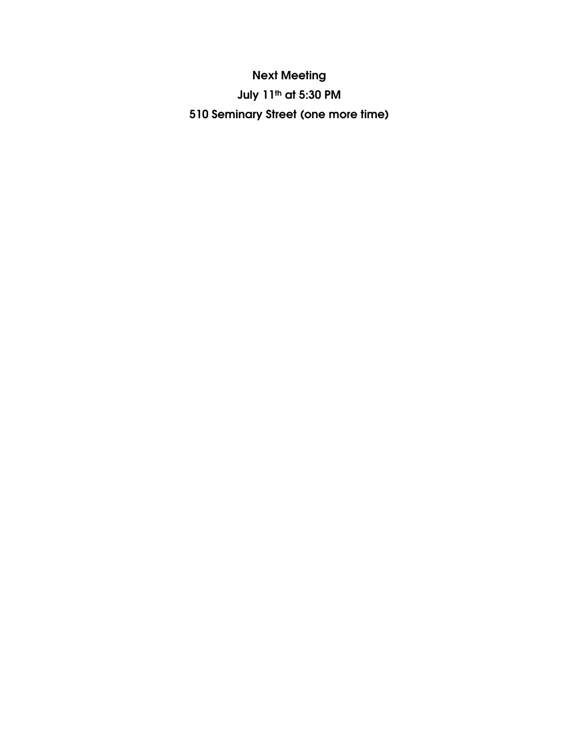**Next Meeting**

**July 11th at 5:30 PM**

**510 Seminary Street (one more time)**